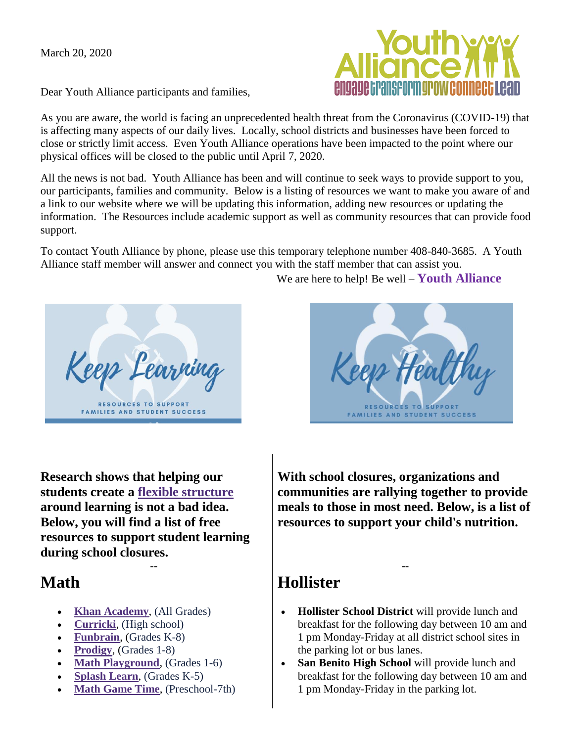March 20, 2020

Dear Youth Alliance participants and families,

As you are aware, the world is facing an unprecedented health threat from the Coronavirus (COVID-19) that is affecting many aspects of our daily lives. Locally, school districts and businesses have been forced to close or strictly limit access. Even Youth Alliance operations have been impacted to the point where our physical offices will be closed to the public until April 7, 2020.

All the news is not bad. Youth Alliance has been and will continue to seek ways to provide support to you, our participants, families and community. Below is a listing of resources we want to make you aware of and a link to our website where we will be updating this information, adding new resources or updating the information. The Resources include academic support as well as community resources that can provide food support.

To contact Youth Alliance by phone, please use this temporary telephone number 408-840-3685. A Youth Alliance staff member will answer and connect you with the staff member that can assist you.

We are here to help! Be well – **Youth Alliance**

Keep Learning

RESOURCES TO SUPPORT FAMILIES AND STUDENT SUCCESS

**Research shows that helping our students create a flexible structure around learning is not a bad idea. Below, you will find a list of free resources to support student learning during school closures.**

--

## Math

- **Khan Academy**, (All Grades)
- **Curricki**, (High school)
- **Funbrain**, (Grades K-8)
- **Prodigy**, (Grades 1-8)
- **Math Playground**, (Grades 1-6)
- **Splash Learn**, (Grades K-5)
- **Math Game Time**, (Preschool-7th)

Keep Healthy

RESOURCES TO SUPPORT FAMILIES AND STUDENT SUCCESS

**With school closures, organizations and communities are rallying together to provide meals to those in most need. Below, is a list of resources to support your child's nutrition.**

--

## Hollister

- **Hollister School District** will provide lunch and breakfast for the following day between 10 am and 1 pm Monday-Friday at all district school sites in the parking lot or bus lanes.
- **San Benito High School** will provide lunch and breakfast for the following day between 10 am and 1 pm Monday-Friday in the parking lot.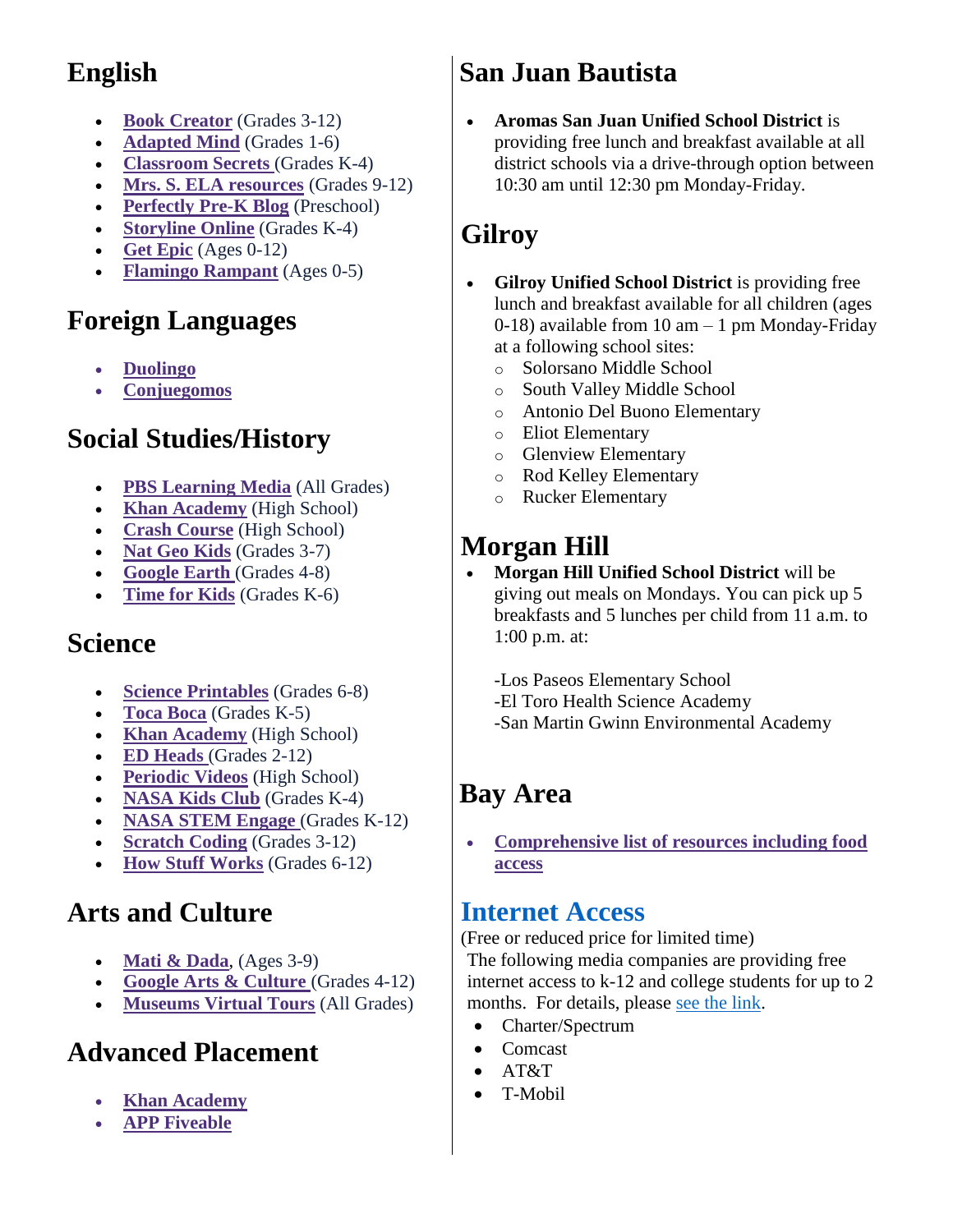## English

- **Book Creator** (Grades 3-12)
- **Adapted Mind** (Grades 1-6)
- **Classroom Secrets** (Grades K-4)
- **Mrs. S. ELA resources** (Grades 9-12)
- **Perfectly Pre-K Blog** (Preschool)
- **Storyline Online** (Grades K-4)
- **Get Epic** (Ages 0-12)
- **Flamingo Rampant** (Ages 0-5)

## Foreign Languages

- **Duolingo**
- **Conjuegomos**

## Social Studies/History

- **PBS Learning Media** (All Grades)
- **Khan Academy** (High School)
- **Crash Course** (High School)
- **Nat Geo Kids** (Grades 3-7)
- **Google Earth** (Grades 4-8)
- **Time for Kids** (Grades K-6)

## Science

- **Science Printables** (Grades 6-8)
- **Toca Boca** (Grades K-5)
- **Khan Academy** (High School)
- **ED Heads** (Grades 2-12)
- **Periodic Videos** (High School)
- **NASA Kids Club** (Grades K-4)
- **NASA STEM Engage** (Grades K-12)
- **Scratch Coding** (Grades 3-12)
- **How Stuff Works** (Grades 6-12)

## Arts and Culture

- **Mati & Dada**, (Ages 3-9)
- **Google Arts & Culture** (Grades 4-12)
- **Museums Virtual Tours** (All Grades)

## Advanced Placement

- **Khan Academy**
- **APP Fiveable**

## San Juan Bautista

- **Aromas San Juan Unified School District** is providing free lunch and breakfast available at all district schools via a drive-through option between 10:30 am until 12:30 pm Monday-Friday.

## Gilroy

- **Gilroy Unified School District** is providing free lunch and breakfast available for all children (ages 0-18) available from 10 am – 1 pm Monday-Friday at a following school sites:
  - Solorsano Middle School
  - South Valley Middle School
  - Antonio Del Buono Elementary
  - Eliot Elementary
  - Glenview Elementary
  - Rod Kelley Elementary
  - Rucker Elementary

## Morgan Hill

- **Morgan Hill Unified School District** will be giving out meals on Mondays. You can pick up 5 breakfasts and 5 lunches per child from 11 a.m. to 1:00 p.m. at:

  -Los Paseos Elementary School
  -El Toro Health Science Academy
  -San Martin Gwinn Environmental Academy

## Bay Area

- **Comprehensive list of resources including food access**

## Internet Access

(Free or reduced price for limited time)
The following media companies are providing free internet access to k-12 and college students for up to 2 months. For details, please see the link.

- Charter/Spectrum
- Comcast
- AT&T
- T-Mobil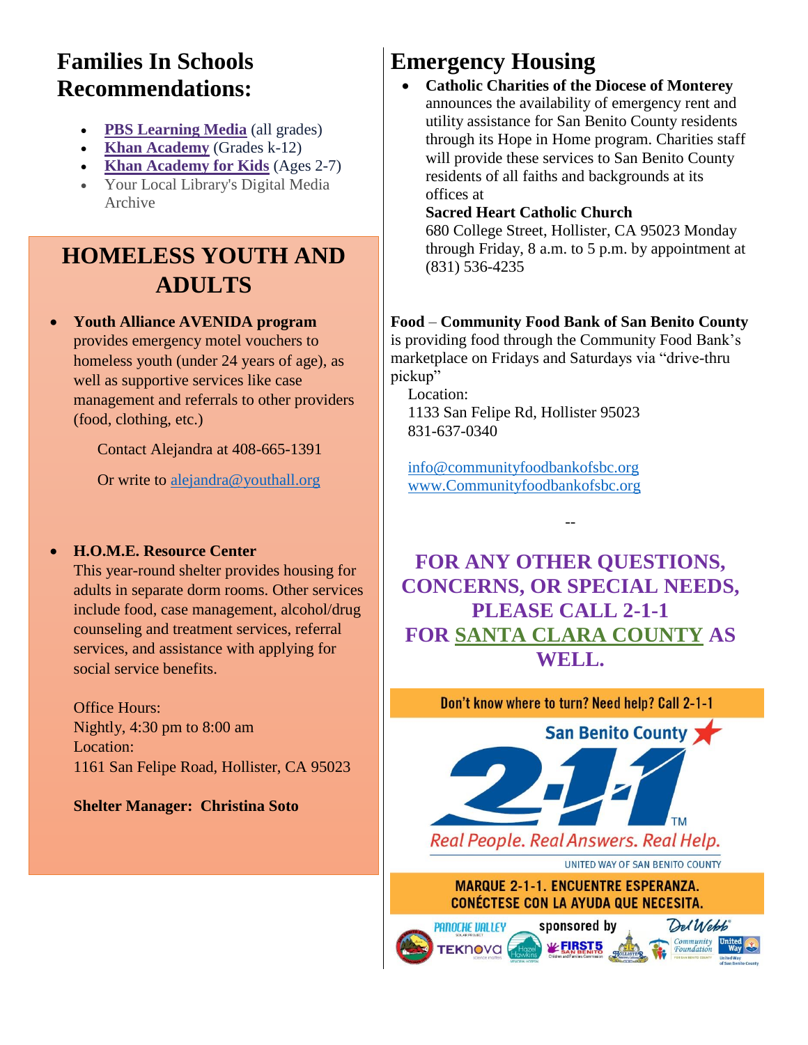## Families In Schools Recommendations:

- **PBS Learning Media** (all grades)
- **Khan Academy** (Grades k-12)
- **Khan Academy for Kids** (Ages 2-7)
- Your Local Library's Digital Media Archive

## HOMELESS YOUTH AND ADULTS

- **Youth Alliance AVENIDA program** provides emergency motel vouchers to homeless youth (under 24 years of age), as well as supportive services like case management and referrals to other providers (food, clothing, etc.)

  Contact Alejandra at 408-665-1391

  Or write to alejandra@youthall.org

- **H.O.M.E. Resource Center**
  This year-round shelter provides housing for adults in separate dorm rooms. Other services include food, case management, alcohol/drug counseling and treatment services, referral services, and assistance with applying for social service benefits.

  Office Hours:
  Nightly, 4:30 pm to 8:00 am
  Location:
  1161 San Felipe Road, Hollister, CA 95023

  **Shelter Manager: Christina Soto**

## Emergency Housing

- **Catholic Charities of the Diocese of Monterey** announces the availability of emergency rent and utility assistance for San Benito County residents through its Hope in Home program. Charities staff will provide these services to San Benito County residents of all faiths and backgrounds at its offices at
  **Sacred Heart Catholic Church**
  680 College Street, Hollister, CA 95023 Monday through Friday, 8 a.m. to 5 p.m. by appointment at (831) 536-4235

**Food** – **Community Food Bank of San Benito County** is providing food through the Community Food Bank's marketplace on Fridays and Saturdays via "drive-thru pickup"

Location:
1133 San Felipe Rd, Hollister 95023
831-637-0340

info@communityfoodbankofsbc.org
www.Communityfoodbankofsbc.org

--

**FOR ANY OTHER QUESTIONS, CONCERNS, OR SPECIAL NEEDS, PLEASE CALL 2-1-1 FOR SANTA CLARA COUNTY AS WELL.**

**Don't know where to turn? Need help? Call 2-1-1**

San Benito County

2-1-1™

*Real People. Real Answers. Real Help.*

UNITED WAY OF SAN BENITO COUNTY

**MARQUE 2-1-1. ENCUENTRE ESPERANZA. CONÉCTESE CON LA AYUDA QUE NECESITA.**

sponsored by

PANOCHE VALLEY SOLAR PROJECT, TEKNOVA, Hazel Hawkins Memorial Hospital, FIRST 5 SAN BENITO, Hollister, Del Webb, Community Foundation for San Benito County, United Way of San Benito County